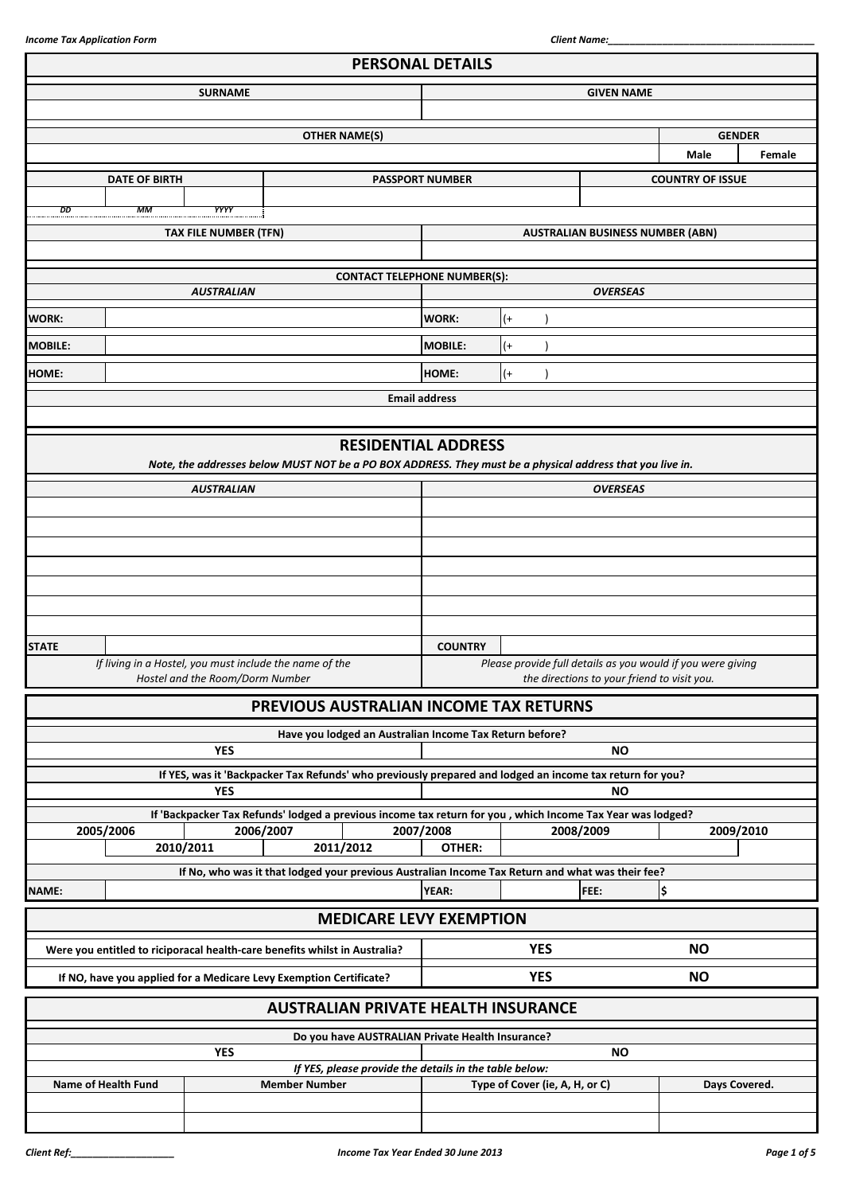## PERSONAL DETAILS

| SURNAME | GIVEN NAME |
|---|---|
| | |

| OTHER NAME(S) | GENDER | |
|---|---|---|
| | Male | Female |

| DATE OF BIRTH | | | PASSPORT NUMBER | COUNTRY OF ISSUE |
|---|---|---|---|---|
| | | | | |
| DD | MM | YYYY | | |

| TAX FILE NUMBER (TFN) | AUSTRALIAN BUSINESS NUMBER (ABN) |
|---|---|
| | |

**CONTACT TELEPHONE NUMBER(S):**

| *AUSTRALIAN* | | *OVERSEAS* | |
|---|---|---|---|
| WORK: | | WORK: | (+ ) |
| MOBILE: | | MOBILE: | (+ ) |
| HOME: | | HOME: | (+ ) |

**Email address**

| |
|---|
| |

## RESIDENTIAL ADDRESS

***Note, the addresses below MUST NOT be a PO BOX ADDRESS. They must be a physical address that you live in.***

| *AUSTRALIAN* | | *OVERSEAS* | |
|---|---|---|---|
| | | | |
| | | | |
| | | | |
| | | | |
| | | | |
| | | | |
| | | | |
| STATE | | COUNTRY | |
| *If living in a Hostel, you must include the name of the Hostel and the Room/Dorm Number* | | *Please provide full details as you would if you were giving the directions to your friend to visit you.* | |

## PREVIOUS AUSTRALIAN INCOME TAX RETURNS

**Have you lodged an Australian Income Tax Return before?**

| YES | NO |
|---|---|

**If YES, was it 'Backpacker Tax Refunds' who previously prepared and lodged an income tax return for you?**

| YES | NO |
|---|---|

**If 'Backpacker Tax Refunds' lodged a previous income tax return for you , which Income Tax Year was lodged?**

| 2005/2006 | 2006/2007 | 2007/2008 | 2008/2009 | 2009/2010 |
|---|---|---|---|---|
| 2010/2011 | 2011/2012 | OTHER: | | |

**If No, who was it that lodged your previous Australian Income Tax Return and what was their fee?**

| NAME: | | YEAR: | | FEE: | $ |
|---|---|---|---|---|---|

## MEDICARE LEVY EXEMPTION

| | | |
|---|---|---|
| Were you entitled to riciporacal health-care benefits whilst in Australia? | YES | NO |
| If NO, have you applied for a Medicare Levy Exemption Certificate? | YES | NO |

## AUSTRALIAN PRIVATE HEALTH INSURANCE

**Do you have AUSTRALIAN Private Health Insurance?**

| YES | NO |
|---|---|

***If YES, please provide the details in the table below:***

| Name of Health Fund | Member Number | Type of Cover (ie, A, H, or C) | Days Covered. |
|---|---|---|---|
| | | | |
| | | | |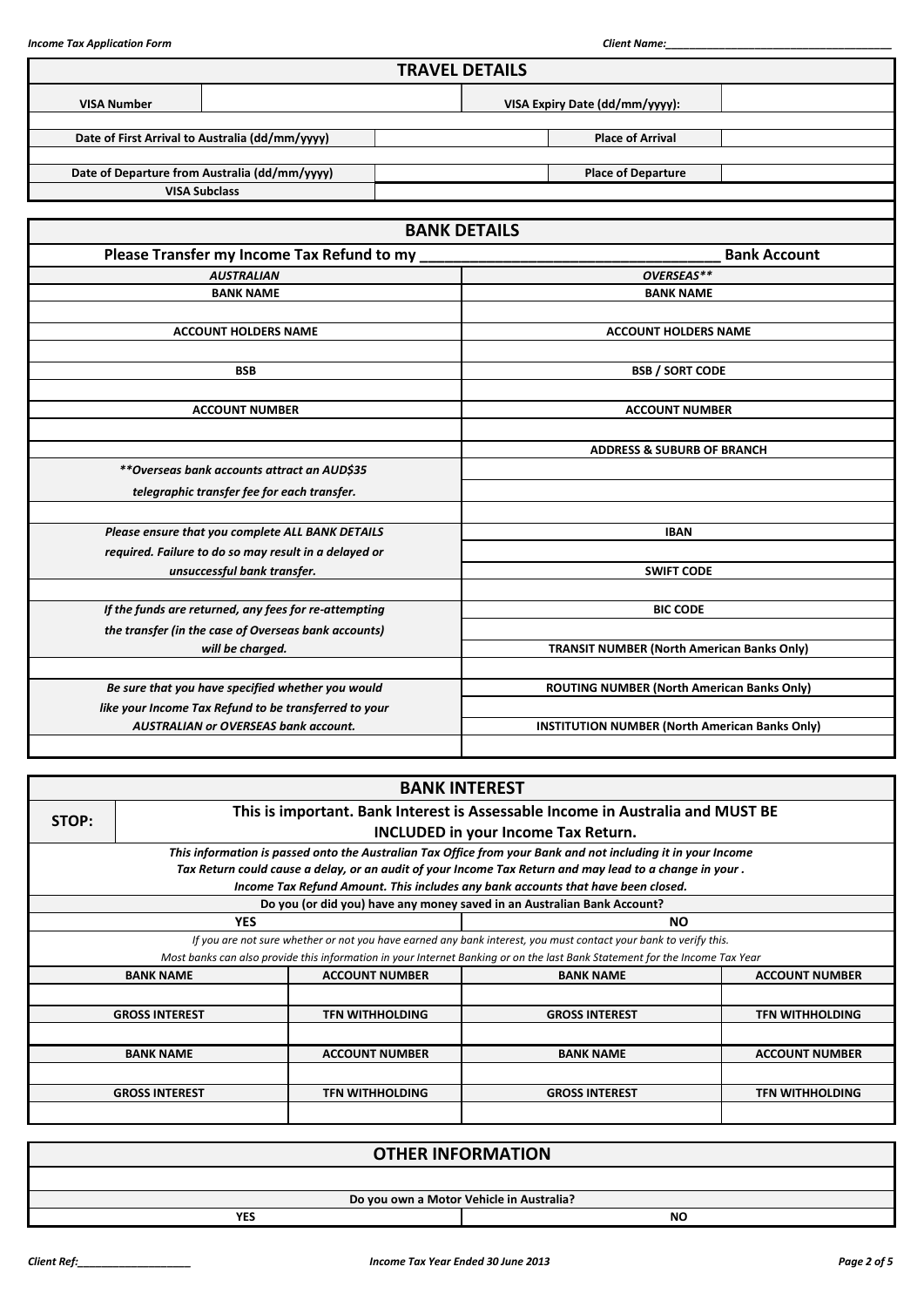## TRAVEL DETAILS

| VISA Number | | VISA Expiry Date (dd/mm/yyyy): | |
|---|---|---|---|
| Date of First Arrival to Australia (dd/mm/yyyy) | | Place of Arrival | |
| Date of Departure from Australia (dd/mm/yyyy) | | Place of Departure | |
| VISA Subclass | | | |

## BANK DETAILS

**Please Transfer my Income Tax Refund to my \_\_\_\_\_\_\_\_\_\_\_\_\_\_\_\_\_\_\_\_\_\_\_\_\_\_\_\_\_\_\_\_\_\_\_\_ Bank Account**

| *AUSTRALIAN* | *OVERSEAS\*\** |
|---|---|
| **BANK NAME** | **BANK NAME** |
| | |
| **ACCOUNT HOLDERS NAME** | **ACCOUNT HOLDERS NAME** |
| | |
| **BSB** | **BSB / SORT CODE** |
| | |
| **ACCOUNT NUMBER** | **ACCOUNT NUMBER** |
| | |
| | **ADDRESS & SUBURB OF BRANCH** |
| *\*\*Overseas bank accounts attract an AUD$35 telegraphic transfer fee for each transfer.* | |
| | |
| *Please ensure that you complete ALL BANK DETAILS required. Failure to do so may result in a delayed or unsuccessful bank transfer.* | **IBAN** |
| | **SWIFT CODE** |
| | |
| *If the funds are returned, any fees for re-attempting the transfer (in the case of Overseas bank accounts) will be charged.* | **BIC CODE** |
| | **TRANSIT NUMBER (North American Banks Only)** |
| | |
| *Be sure that you have specified whether you would like your Income Tax Refund to be transferred to your AUSTRALIAN or OVERSEAS bank account.* | **ROUTING NUMBER (North American Banks Only)** |
| | **INSTITUTION NUMBER (North American Banks Only)** |
| | |

## BANK INTEREST

**STOP:** **This is important. Bank Interest is Assessable Income in Australia and MUST BE INCLUDED in your Income Tax Return.**

*This information is passed onto the Australian Tax Office from your Bank and not including it in your Income Tax Return could cause a delay, or an audit of your Income Tax Return and may lead to a change in your . Income Tax Refund Amount. This includes any bank accounts that have been closed.*

**Do you (or did you) have any money saved in an Australian Bank Account?**

| YES | NO |
|---|---|

*If you are not sure whether or not you have earned any bank interest, you must contact your bank to verify this.*
*Most banks can also provide this information in your Internet Banking or on the last Bank Statement for the Income Tax Year*

| BANK NAME | ACCOUNT NUMBER | BANK NAME | ACCOUNT NUMBER |
|---|---|---|---|
| | | | |
| **GROSS INTEREST** | **TFN WITHHOLDING** | **GROSS INTEREST** | **TFN WITHHOLDING** |
| | | | |
| **BANK NAME** | **ACCOUNT NUMBER** | **BANK NAME** | **ACCOUNT NUMBER** |
| | | | |
| **GROSS INTEREST** | **TFN WITHHOLDING** | **GROSS INTEREST** | **TFN WITHHOLDING** |
| | | | |

## OTHER INFORMATION

**Do you own a Motor Vehicle in Australia?**

| YES | NO |
|---|---|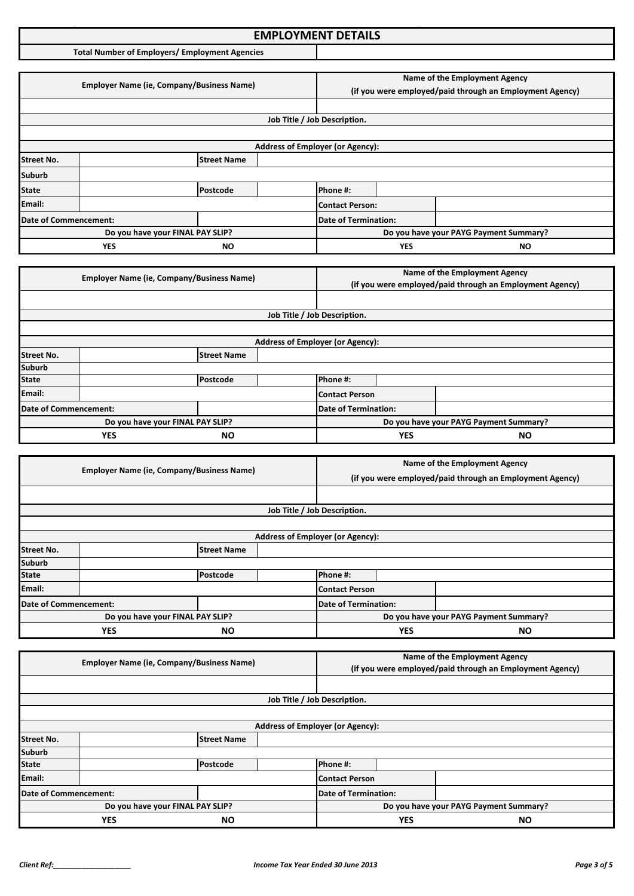# EMPLOYMENT DETAILS

| Total Number of Employers/ Employment Agencies | |
|---|---|

| Employer Name (ie, Company/Business Name) | | | | Name of the Employment Agency (if you were employed/paid through an Employment Agency) | |
|---|---|---|---|---|---|
| | | | | | |
| Job Title / Job Description. | | | | | |
| | | | | | |
| Address of Employer (or Agency): | | | | | |
| Street No. | | Street Name | | | |
| Suburb | | | | | |
| State | | Postcode | | Phone #: | |
| Email: | | | | Contact Person: | |
| Date of Commencement: | | | | Date of Termination: | |
| Do you have your FINAL PAY SLIP? | | | | Do you have your PAYG Payment Summary? | |
| YES | | NO | | YES | NO |

| Employer Name (ie, Company/Business Name) | | | | Name of the Employment Agency (if you were employed/paid through an Employment Agency) | |
|---|---|---|---|---|---|
| | | | | | |
| Job Title / Job Description. | | | | | |
| | | | | | |
| Address of Employer (or Agency): | | | | | |
| Street No. | | Street Name | | | |
| Suburb | | | | | |
| State | | Postcode | | Phone #: | |
| Email: | | | | Contact Person | |
| Date of Commencement: | | | | Date of Termination: | |
| Do you have your FINAL PAY SLIP? | | | | Do you have your PAYG Payment Summary? | |
| YES | | NO | | YES | NO |

| Employer Name (ie, Company/Business Name) | | | | Name of the Employment Agency (if you were employed/paid through an Employment Agency) | |
|---|---|---|---|---|---|
| | | | | | |
| Job Title / Job Description. | | | | | |
| | | | | | |
| Address of Employer (or Agency): | | | | | |
| Street No. | | Street Name | | | |
| Suburb | | | | | |
| State | | Postcode | | Phone #: | |
| Email: | | | | Contact Person | |
| Date of Commencement: | | | | Date of Termination: | |
| Do you have your FINAL PAY SLIP? | | | | Do you have your PAYG Payment Summary? | |
| YES | | NO | | YES | NO |

| Employer Name (ie, Company/Business Name) | | | | Name of the Employment Agency (if you were employed/paid through an Employment Agency) | |
|---|---|---|---|---|---|
| | | | | | |
| Job Title / Job Description. | | | | | |
| | | | | | |
| Address of Employer (or Agency): | | | | | |
| Street No. | | Street Name | | | |
| Suburb | | | | | |
| State | | Postcode | | Phone #: | |
| Email: | | | | Contact Person | |
| Date of Commencement: | | | | Date of Termination: | |
| Do you have your FINAL PAY SLIP? | | | | Do you have your PAYG Payment Summary? | |
| YES | | NO | | YES | NO |

*Client Ref:\_\_\_\_\_\_\_\_\_\_\_\_\_\_\_\_\_\_\_\_* *Income Tax Year Ended 30 June 2013*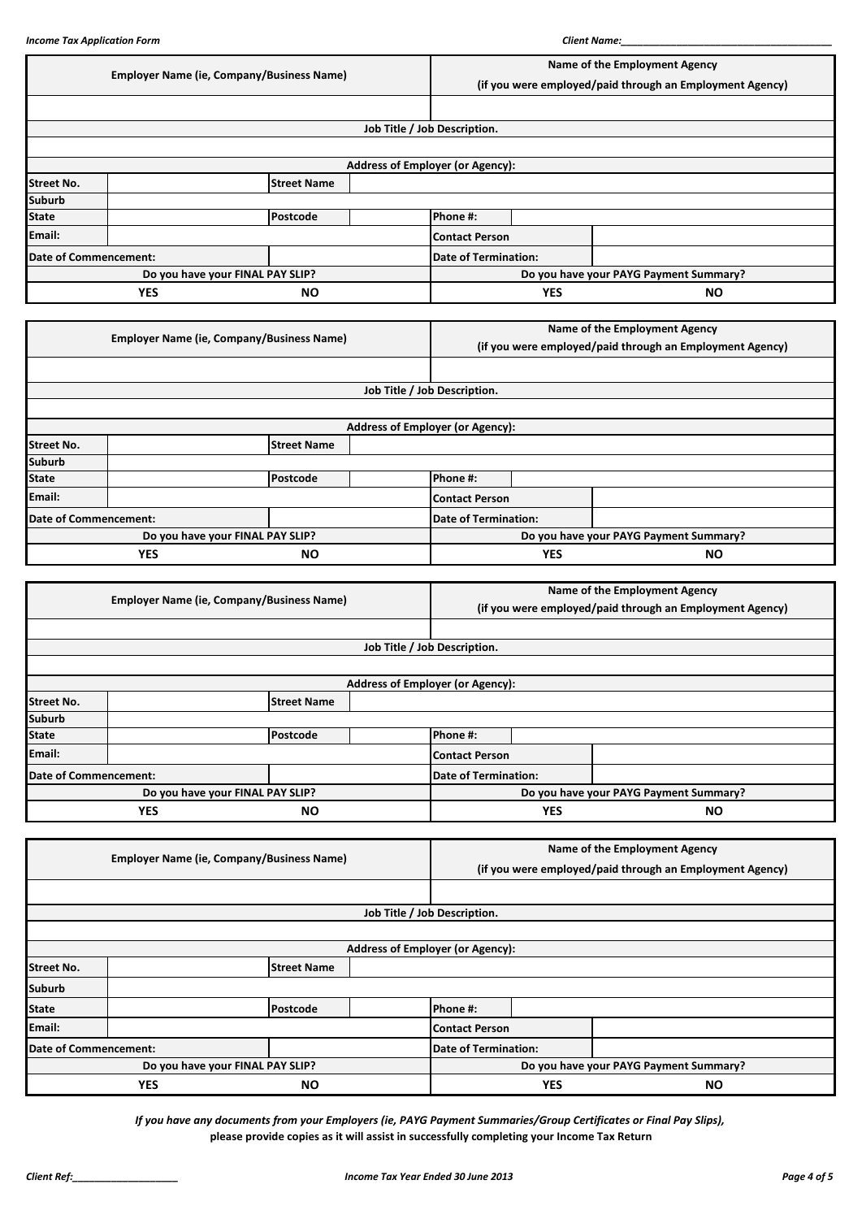| Employer Name (ie, Company/Business Name) | | | | Name of the Employment Agency (if you were employed/paid through an Employment Agency) | | |
|---|---|---|---|---|---|---|
| | | | | | | |
| Job Title / Job Description. | | | | | | |
| | | | | | | |
| Address of Employer (or Agency): | | | | | | |
| Street No. | | Street Name | | | | |
| Suburb | | | | | | |
| State | | Postcode | | Phone #: | | |
| Email: | | | | Contact Person | | |
| Date of Commencement: | | | | Date of Termination: | | |
| Do you have your FINAL PAY SLIP? | | | | Do you have your PAYG Payment Summary? | | |
| YES | | NO | | YES | | NO |

| Employer Name (ie, Company/Business Name) | | | | Name of the Employment Agency (if you were employed/paid through an Employment Agency) | | |
|---|---|---|---|---|---|---|
| | | | | | | |
| Job Title / Job Description. | | | | | | |
| | | | | | | |
| Address of Employer (or Agency): | | | | | | |
| Street No. | | Street Name | | | | |
| Suburb | | | | | | |
| State | | Postcode | | Phone #: | | |
| Email: | | | | Contact Person | | |
| Date of Commencement: | | | | Date of Termination: | | |
| Do you have your FINAL PAY SLIP? | | | | Do you have your PAYG Payment Summary? | | |
| YES | | NO | | YES | | NO |

| Employer Name (ie, Company/Business Name) | | | | Name of the Employment Agency (if you were employed/paid through an Employment Agency) | | |
|---|---|---|---|---|---|---|
| | | | | | | |
| Job Title / Job Description. | | | | | | |
| | | | | | | |
| Address of Employer (or Agency): | | | | | | |
| Street No. | | Street Name | | | | |
| Suburb | | | | | | |
| State | | Postcode | | Phone #: | | |
| Email: | | | | Contact Person | | |
| Date of Commencement: | | | | Date of Termination: | | |
| Do you have your FINAL PAY SLIP? | | | | Do you have your PAYG Payment Summary? | | |
| YES | | NO | | YES | | NO |

| Employer Name (ie, Company/Business Name) | | | | Name of the Employment Agency (if you were employed/paid through an Employment Agency) | | |
|---|---|---|---|---|---|---|
| | | | | | | |
| Job Title / Job Description. | | | | | | |
| | | | | | | |
| Address of Employer (or Agency): | | | | | | |
| Street No. | | Street Name | | | | |
| Suburb | | | | | | |
| State | | Postcode | | Phone #: | | |
| Email: | | | | Contact Person | | |
| Date of Commencement: | | | | Date of Termination: | | |
| Do you have your FINAL PAY SLIP? | | | | Do you have your PAYG Payment Summary? | | |
| YES | | NO | | YES | | NO |

*If you have any documents from your Employers (ie, PAYG Payment Summaries/Group Certificates or Final Pay Slips),*
**please provide copies as it will assist in successfully completing your Income Tax Return**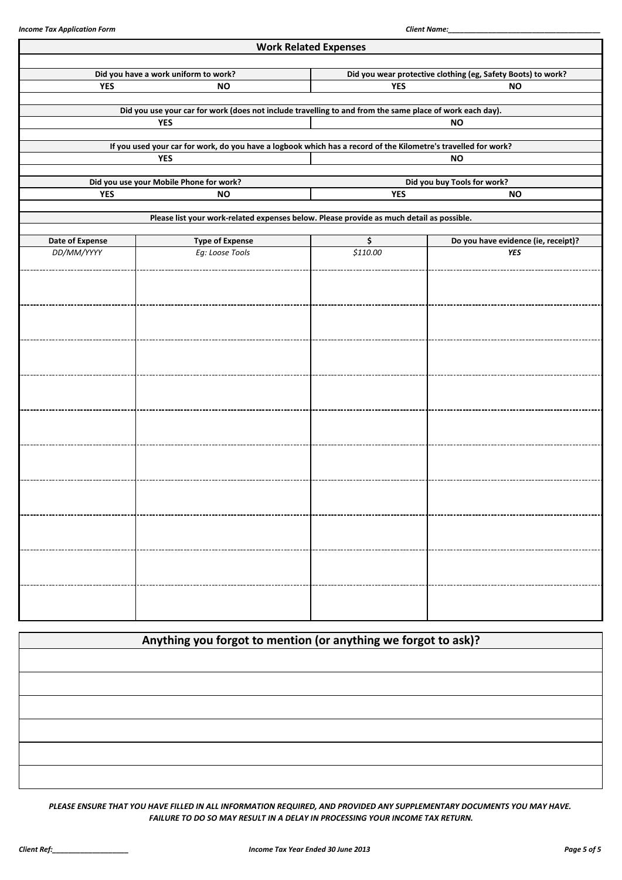## Work Related Expenses

| Did you have a work uniform to work? | | Did you wear protective clothing (eg, Safety Boots) to work? | |
|---|---|---|---|
| YES | NO | YES | NO |

| Did you use your car for work (does not include travelling to and from the same place of work each day). | |
|---|---|
| YES | NO |

| If you used your car for work, do you have a logbook which has a record of the Kilometre's travelled for work? | |
|---|---|
| YES | NO |

| Did you use your Mobile Phone for work? | | Did you buy Tools for work? | |
|---|---|---|---|
| YES | NO | YES | NO |

**Please list your work-related expenses below. Please provide as much detail as possible.**

| Date of Expense | Type of Expense | $ | Do you have evidence (ie, receipt)? |
|---|---|---|---|
| *DD/MM/YYYY* | *Eg: Loose Tools* | *$110.00* | ***YES*** |
| | | | |
| | | | |
| | | | |
| | | | |
| | | | |
| | | | |
| | | | |
| | | | |
| | | | |
| | | | |

## Anything you forgot to mention (or anything we forgot to ask)?

| |
|---|
| |
| |
| |
| |
| |
| |

***PLEASE ENSURE THAT YOU HAVE FILLED IN ALL INFORMATION REQUIRED, AND PROVIDED ANY SUPPLEMENTARY DOCUMENTS YOU MAY HAVE. FAILURE TO DO SO MAY RESULT IN A DELAY IN PROCESSING YOUR INCOME TAX RETURN.***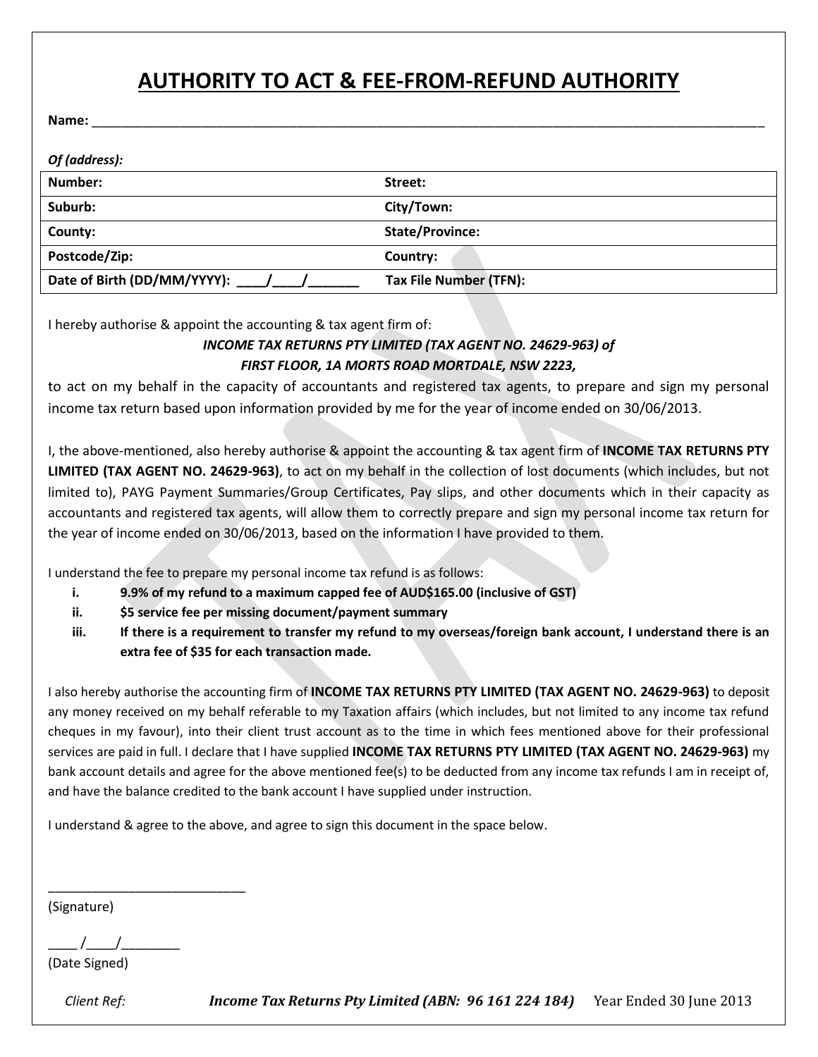# AUTHORITY TO ACT & FEE-FROM-REFUND AUTHORITY

**Name:** ____________________________________________________________________________________________

***Of (address):***

| **Number:** | **Street:** |
|---|---|
| **Suburb:** | **City/Town:** |
| **County:** | **State/Province:** |
| **Postcode/Zip:** | **Country:** |
| **Date of Birth (DD/MM/YYYY): ____/____/_______** | **Tax File Number (TFN):** |

I hereby authorise & appoint the accounting & tax agent firm of:

***INCOME TAX RETURNS PTY LIMITED (TAX AGENT NO. 24629-963) of***
***FIRST FLOOR, 1A MORTS ROAD MORTDALE, NSW 2223,***

to act on my behalf in the capacity of accountants and registered tax agents, to prepare and sign my personal income tax return based upon information provided by me for the year of income ended on 30/06/2013.

I, the above-mentioned, also hereby authorise & appoint the accounting & tax agent firm of **INCOME TAX RETURNS PTY LIMITED (TAX AGENT NO. 24629-963)**, to act on my behalf in the collection of lost documents (which includes, but not limited to), PAYG Payment Summaries/Group Certificates, Pay slips, and other documents which in their capacity as accountants and registered tax agents, will allow them to correctly prepare and sign my personal income tax return for the year of income ended on 30/06/2013, based on the information I have provided to them.

I understand the fee to prepare my personal income tax refund is as follows:

- i. **9.9% of my refund to a maximum capped fee of AUD$165.00 (inclusive of GST)**
- ii. **$5 service fee per missing document/payment summary**
- iii. **If there is a requirement to transfer my refund to my overseas/foreign bank account, I understand there is an extra fee of $35 for each transaction made.**

I also hereby authorise the accounting firm of **INCOME TAX RETURNS PTY LIMITED (TAX AGENT NO. 24629-963)** to deposit any money received on my behalf referable to my Taxation affairs (which includes, but not limited to any income tax refund cheques in my favour), into their client trust account as to the time in which fees mentioned above for their professional services are paid in full. I declare that I have supplied **INCOME TAX RETURNS PTY LIMITED (TAX AGENT NO. 24629-963)** my bank account details and agree for the above mentioned fee(s) to be deducted from any income tax refunds I am in receipt of, and have the balance credited to the bank account I have supplied under instruction.

I understand & agree to the above, and agree to sign this document in the space below.

___________________________
(Signature)

____ /____/________
(Date Signed)

*Client Ref:* ***Income Tax Returns Pty Limited (ABN: 96 161 224 184)*** Year Ended 30 June 2013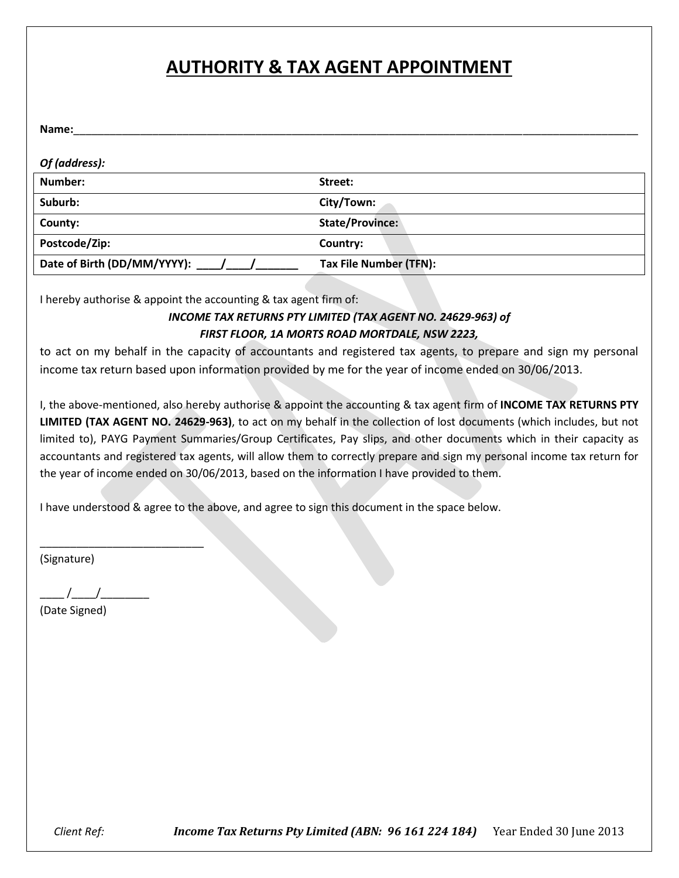# AUTHORITY & TAX AGENT APPOINTMENT

**Name:**\_\_\_\_\_\_\_\_\_\_\_\_\_\_\_\_\_\_\_\_\_\_\_\_\_\_\_\_\_\_\_\_\_\_\_\_\_\_\_\_\_\_\_\_\_\_\_\_\_\_\_\_\_\_\_\_\_\_\_\_\_\_\_\_\_\_\_\_\_\_\_\_\_\_\_\_

***Of (address):***

| | |
|---|---|
| **Number:** | **Street:** |
| **Suburb:** | **City/Town:** |
| **County:** | **State/Province:** |
| **Postcode/Zip:** | **Country:** |
| **Date of Birth (DD/MM/YYYY): \_\_\_\_/\_\_\_\_/\_\_\_\_\_\_\_** | **Tax File Number (TFN):** |

I hereby authorise & appoint the accounting & tax agent firm of:

*INCOME TAX RETURNS PTY LIMITED (TAX AGENT NO. 24629-963) of*
*FIRST FLOOR, 1A MORTS ROAD MORTDALE, NSW 2223,*

to act on my behalf in the capacity of accountants and registered tax agents, to prepare and sign my personal income tax return based upon information provided by me for the year of income ended on 30/06/2013.

I, the above-mentioned, also hereby authorise & appoint the accounting & tax agent firm of **INCOME TAX RETURNS PTY LIMITED (TAX AGENT NO. 24629-963)**, to act on my behalf in the collection of lost documents (which includes, but not limited to), PAYG Payment Summaries/Group Certificates, Pay slips, and other documents which in their capacity as accountants and registered tax agents, will allow them to correctly prepare and sign my personal income tax return for the year of income ended on 30/06/2013, based on the information I have provided to them.

I have understood & agree to the above, and agree to sign this document in the space below.

\_\_\_\_\_\_\_\_\_\_\_\_\_\_\_\_\_\_\_\_\_\_\_\_\_\_\_\_
(Signature)

\_\_\_\_ /\_\_\_\_/\_\_\_\_\_\_\_\_
(Date Signed)

*Client Ref:* ***Income Tax Returns Pty Limited (ABN: 96 161 224 184)*** Year Ended 30 June 2013